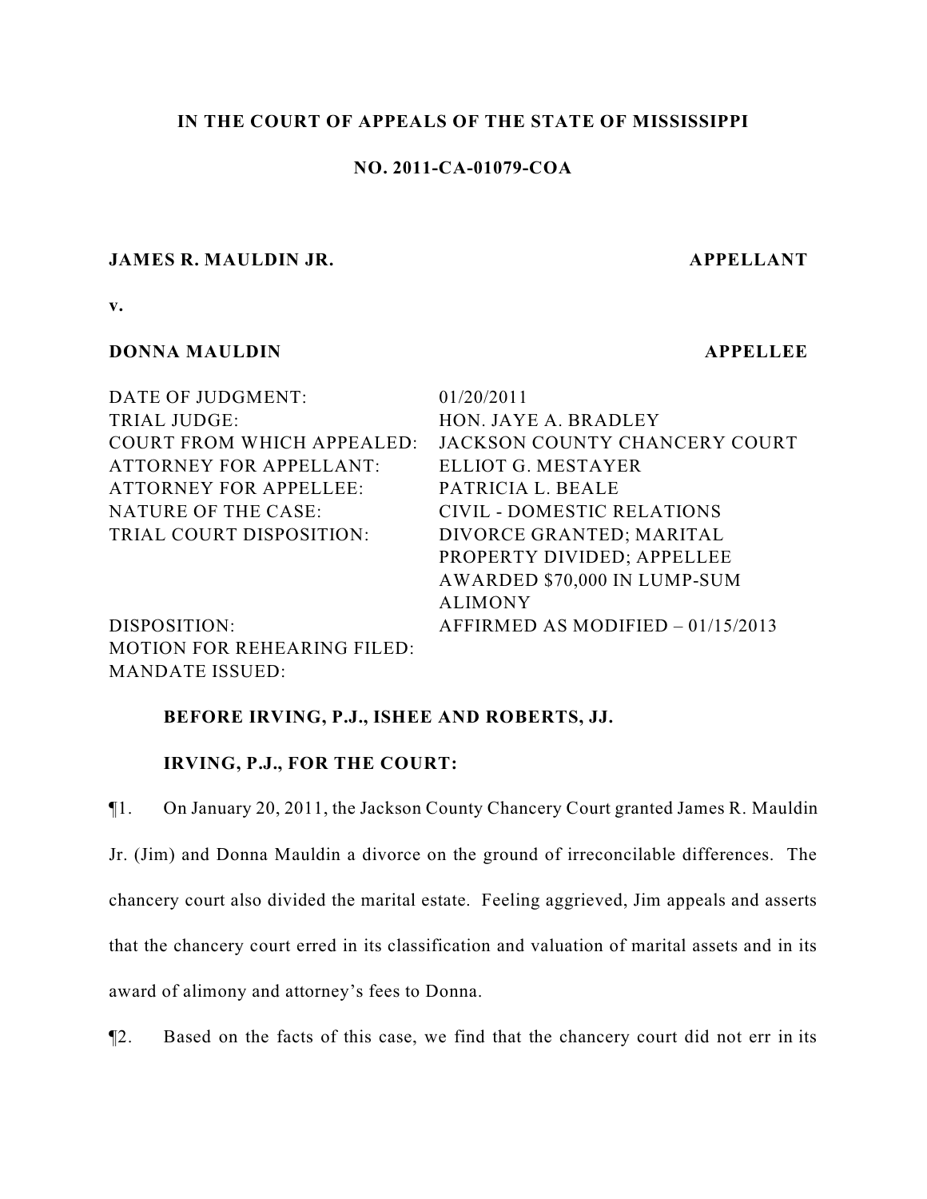**IN THE COURT OF APPEALS OF THE STATE OF MISSISSIPPI**

**NO. 2011-CA-01079-COA**

**JAMES R. MAULDIN JR.** **APPELLANT**

**v.**

**DONNA MAULDIN** **APPELLEE**

| | |
|---|---|
| DATE OF JUDGMENT: | 01/20/2011 |
| TRIAL JUDGE: | HON. JAYE A. BRADLEY |
| COURT FROM WHICH APPEALED: | JACKSON COUNTY CHANCERY COURT |
| ATTORNEY FOR APPELLANT: | ELLIOT G. MESTAYER |
| ATTORNEY FOR APPELLEE: | PATRICIA L. BEALE |
| NATURE OF THE CASE: | CIVIL - DOMESTIC RELATIONS |
| TRIAL COURT DISPOSITION: | DIVORCE GRANTED; MARITAL PROPERTY DIVIDED; APPELLEE AWARDED $70,000 IN LUMP-SUM ALIMONY |
| DISPOSITION: | AFFIRMED AS MODIFIED – 01/15/2013 |
| MOTION FOR REHEARING FILED: | |
| MANDATE ISSUED: | |

**BEFORE IRVING, P.J., ISHEE AND ROBERTS, JJ.**

**IRVING, P.J., FOR THE COURT:**

¶1. On January 20, 2011, the Jackson County Chancery Court granted James R. Mauldin Jr. (Jim) and Donna Mauldin a divorce on the ground of irreconcilable differences. The chancery court also divided the marital estate. Feeling aggrieved, Jim appeals and asserts that the chancery court erred in its classification and valuation of marital assets and in its award of alimony and attorney's fees to Donna.

¶2. Based on the facts of this case, we find that the chancery court did not err in its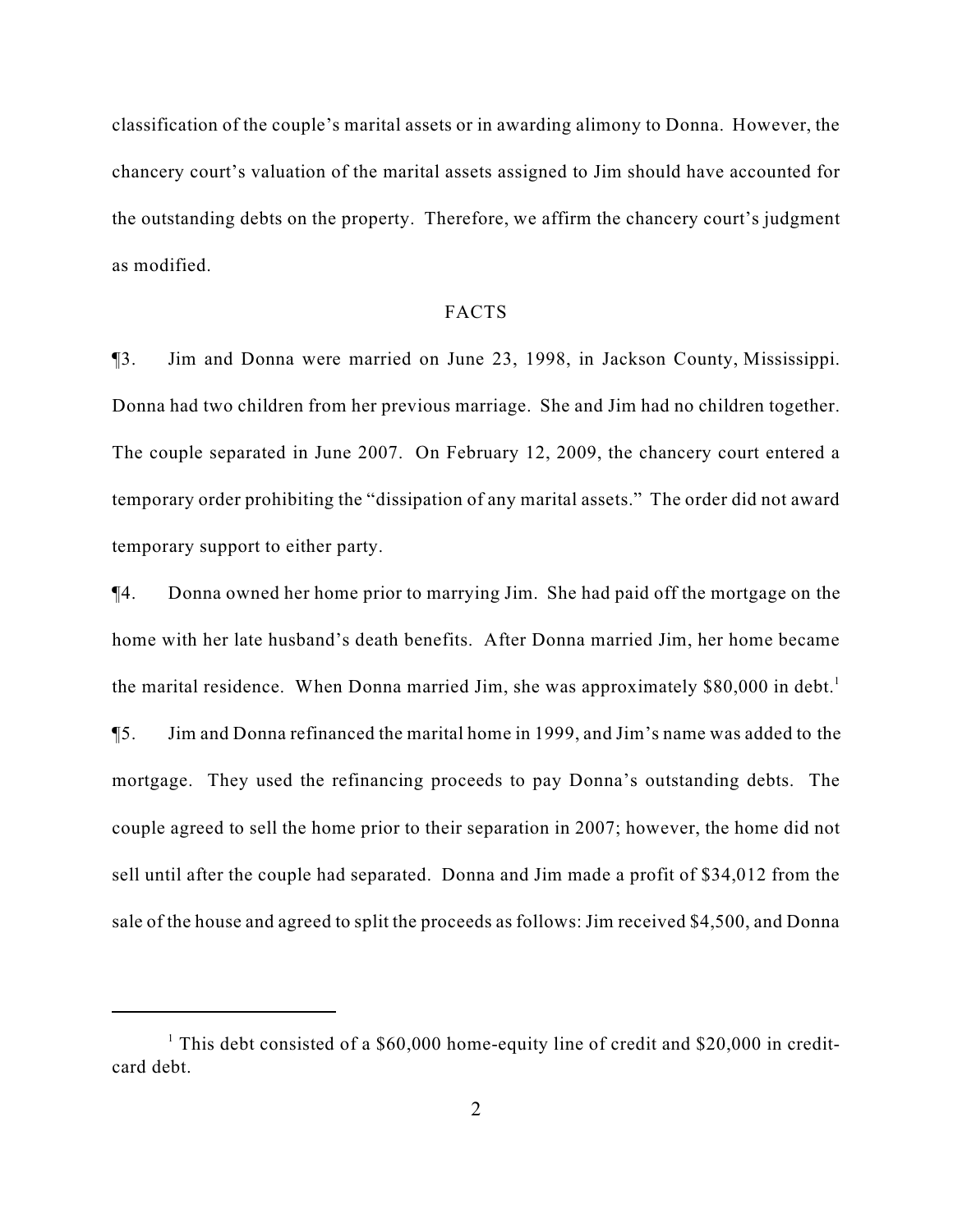classification of the couple's marital assets or in awarding alimony to Donna. However, the chancery court's valuation of the marital assets assigned to Jim should have accounted for the outstanding debts on the property. Therefore, we affirm the chancery court's judgment as modified.

## FACTS

¶3. Jim and Donna were married on June 23, 1998, in Jackson County, Mississippi. Donna had two children from her previous marriage. She and Jim had no children together. The couple separated in June 2007. On February 12, 2009, the chancery court entered a temporary order prohibiting the "dissipation of any marital assets." The order did not award temporary support to either party.

¶4. Donna owned her home prior to marrying Jim. She had paid off the mortgage on the home with her late husband's death benefits. After Donna married Jim, her home became the marital residence. When Donna married Jim, she was approximately $80,000 in debt.[1]

¶5. Jim and Donna refinanced the marital home in 1999, and Jim's name was added to the mortgage. They used the refinancing proceeds to pay Donna's outstanding debts. The couple agreed to sell the home prior to their separation in 2007; however, the home did not sell until after the couple had separated. Donna and Jim made a profit of $34,012 from the sale of the house and agreed to split the proceeds as follows: Jim received $4,500, and Donna

[1] This debt consisted of a $60,000 home-equity line of credit and $20,000 in credit-card debt.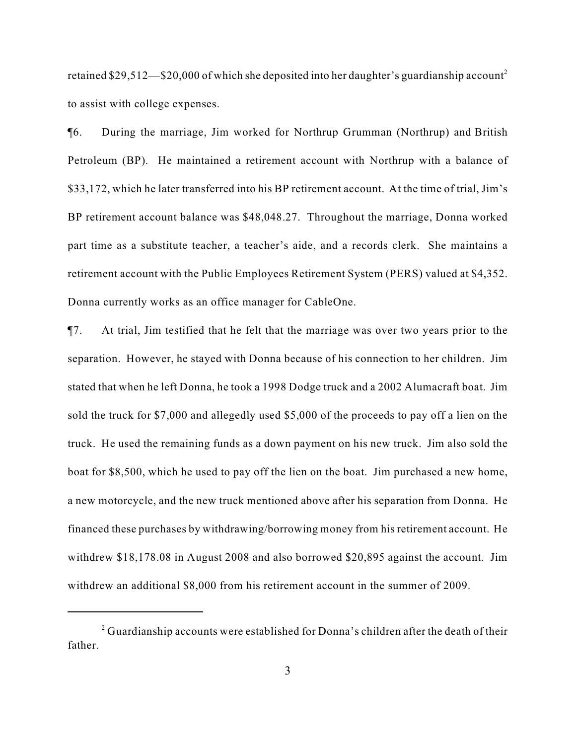retained $29,512—$20,000 of which she deposited into her daughter's guardianship account[2] to assist with college expenses.

¶6. During the marriage, Jim worked for Northrup Grumman (Northrup) and British Petroleum (BP). He maintained a retirement account with Northrup with a balance of $33,172, which he later transferred into his BP retirement account. At the time of trial, Jim's BP retirement account balance was $48,048.27. Throughout the marriage, Donna worked part time as a substitute teacher, a teacher's aide, and a records clerk. She maintains a retirement account with the Public Employees Retirement System (PERS) valued at $4,352. Donna currently works as an office manager for CableOne.

¶7. At trial, Jim testified that he felt that the marriage was over two years prior to the separation. However, he stayed with Donna because of his connection to her children. Jim stated that when he left Donna, he took a 1998 Dodge truck and a 2002 Alumacraft boat. Jim sold the truck for $7,000 and allegedly used $5,000 of the proceeds to pay off a lien on the truck. He used the remaining funds as a down payment on his new truck. Jim also sold the boat for $8,500, which he used to pay off the lien on the boat. Jim purchased a new home, a new motorcycle, and the new truck mentioned above after his separation from Donna. He financed these purchases by withdrawing/borrowing money from his retirement account. He withdrew $18,178.08 in August 2008 and also borrowed $20,895 against the account. Jim withdrew an additional $8,000 from his retirement account in the summer of 2009.

---

[2] Guardianship accounts were established for Donna's children after the death of their father.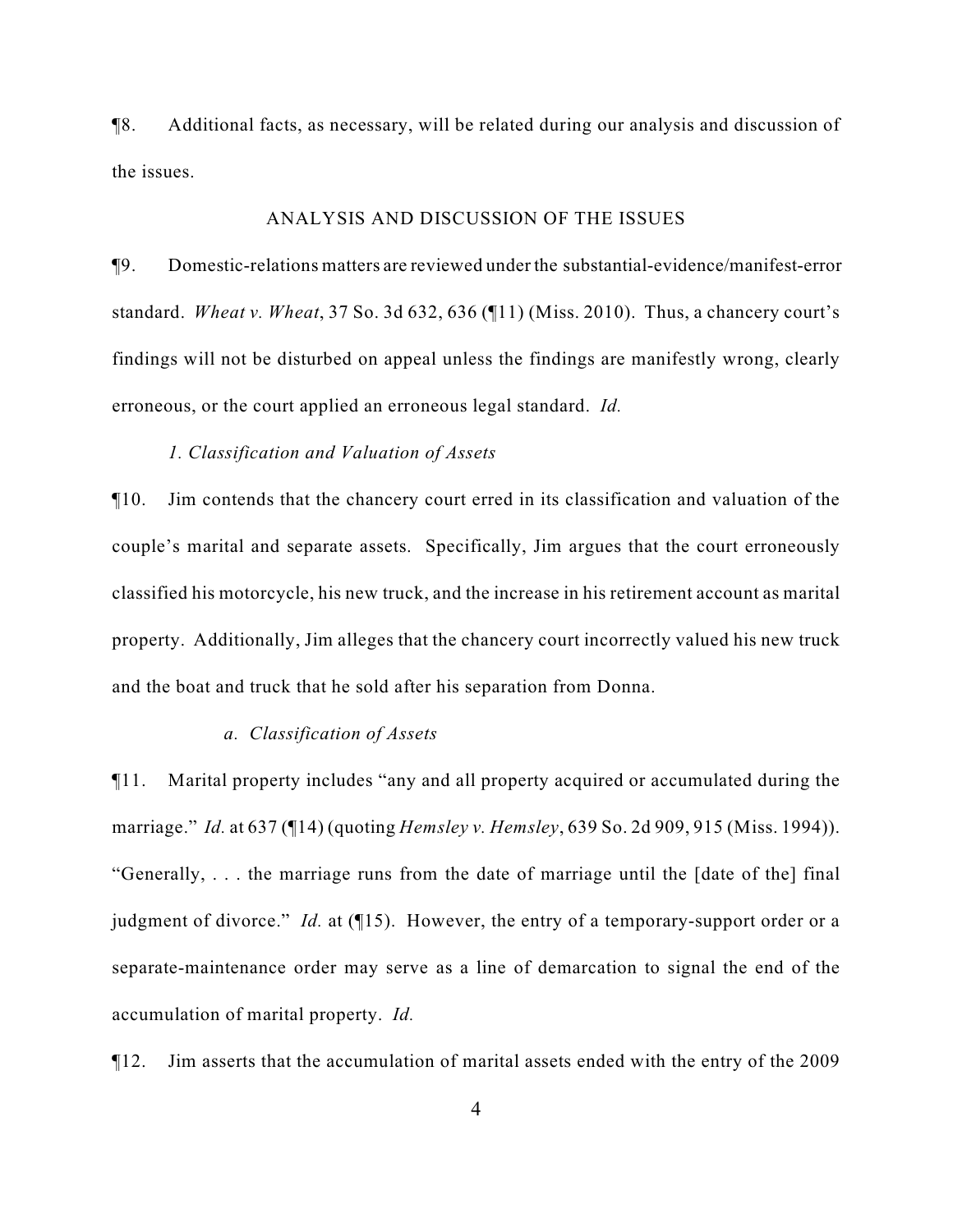¶8. Additional facts, as necessary, will be related during our analysis and discussion of the issues.

## ANALYSIS AND DISCUSSION OF THE ISSUES

¶9. Domestic-relations matters are reviewed under the substantial-evidence/manifest-error standard. *Wheat v. Wheat*, 37 So. 3d 632, 636 (¶11) (Miss. 2010). Thus, a chancery court's findings will not be disturbed on appeal unless the findings are manifestly wrong, clearly erroneous, or the court applied an erroneous legal standard. *Id.*

### *1. Classification and Valuation of Assets*

¶10. Jim contends that the chancery court erred in its classification and valuation of the couple's marital and separate assets. Specifically, Jim argues that the court erroneously classified his motorcycle, his new truck, and the increase in his retirement account as marital property. Additionally, Jim alleges that the chancery court incorrectly valued his new truck and the boat and truck that he sold after his separation from Donna.

#### *a. Classification of Assets*

¶11. Marital property includes "any and all property acquired or accumulated during the marriage." *Id.* at 637 (¶14) (quoting *Hemsley v. Hemsley*, 639 So. 2d 909, 915 (Miss. 1994)). "Generally, . . . the marriage runs from the date of marriage until the [date of the] final judgment of divorce." *Id.* at (¶15). However, the entry of a temporary-support order or a separate-maintenance order may serve as a line of demarcation to signal the end of the accumulation of marital property. *Id.*

¶12. Jim asserts that the accumulation of marital assets ended with the entry of the 2009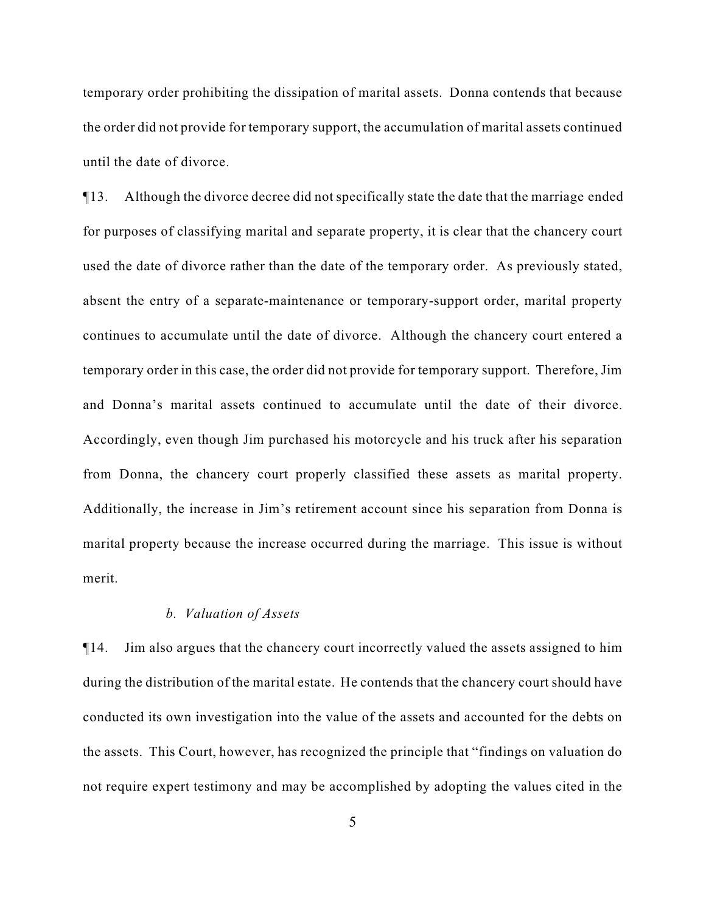temporary order prohibiting the dissipation of marital assets. Donna contends that because the order did not provide for temporary support, the accumulation of marital assets continued until the date of divorce.

¶13. Although the divorce decree did not specifically state the date that the marriage ended for purposes of classifying marital and separate property, it is clear that the chancery court used the date of divorce rather than the date of the temporary order. As previously stated, absent the entry of a separate-maintenance or temporary-support order, marital property continues to accumulate until the date of divorce. Although the chancery court entered a temporary order in this case, the order did not provide for temporary support. Therefore, Jim and Donna's marital assets continued to accumulate until the date of their divorce. Accordingly, even though Jim purchased his motorcycle and his truck after his separation from Donna, the chancery court properly classified these assets as marital property. Additionally, the increase in Jim's retirement account since his separation from Donna is marital property because the increase occurred during the marriage. This issue is without merit.

*b. Valuation of Assets*

¶14. Jim also argues that the chancery court incorrectly valued the assets assigned to him during the distribution of the marital estate. He contends that the chancery court should have conducted its own investigation into the value of the assets and accounted for the debts on the assets. This Court, however, has recognized the principle that "findings on valuation do not require expert testimony and may be accomplished by adopting the values cited in the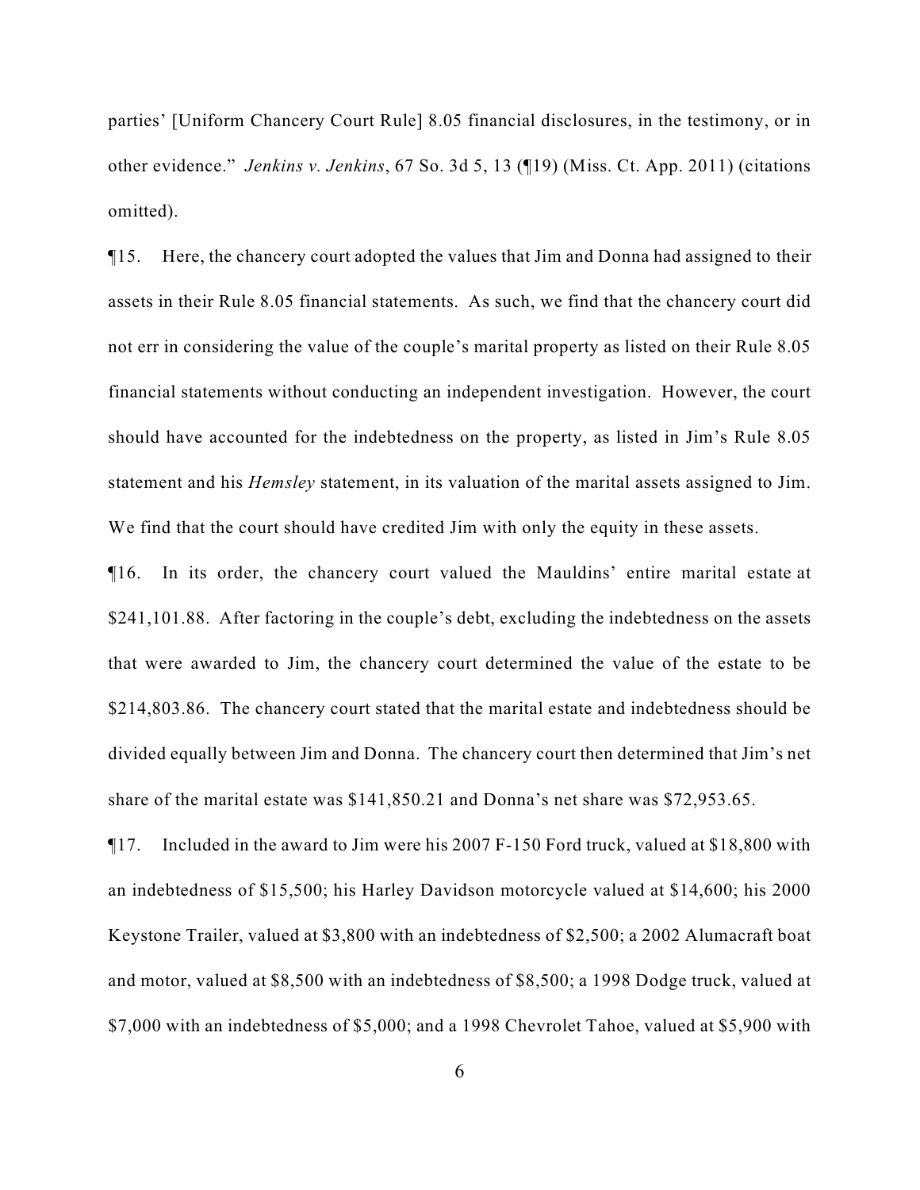parties' [Uniform Chancery Court Rule] 8.05 financial disclosures, in the testimony, or in other evidence." *Jenkins v. Jenkins*, 67 So. 3d 5, 13 (¶19) (Miss. Ct. App. 2011) (citations omitted).

¶15. Here, the chancery court adopted the values that Jim and Donna had assigned to their assets in their Rule 8.05 financial statements. As such, we find that the chancery court did not err in considering the value of the couple's marital property as listed on their Rule 8.05 financial statements without conducting an independent investigation. However, the court should have accounted for the indebtedness on the property, as listed in Jim's Rule 8.05 statement and his *Hemsley* statement, in its valuation of the marital assets assigned to Jim. We find that the court should have credited Jim with only the equity in these assets.

¶16. In its order, the chancery court valued the Mauldins' entire marital estate at $241,101.88. After factoring in the couple's debt, excluding the indebtedness on the assets that were awarded to Jim, the chancery court determined the value of the estate to be $214,803.86. The chancery court stated that the marital estate and indebtedness should be divided equally between Jim and Donna. The chancery court then determined that Jim's net share of the marital estate was $141,850.21 and Donna's net share was $72,953.65.

¶17. Included in the award to Jim were his 2007 F-150 Ford truck, valued at $18,800 with an indebtedness of $15,500; his Harley Davidson motorcycle valued at $14,600; his 2000 Keystone Trailer, valued at $3,800 with an indebtedness of $2,500; a 2002 Alumacraft boat and motor, valued at $8,500 with an indebtedness of $8,500; a 1998 Dodge truck, valued at $7,000 with an indebtedness of $5,000; and a 1998 Chevrolet Tahoe, valued at $5,900 with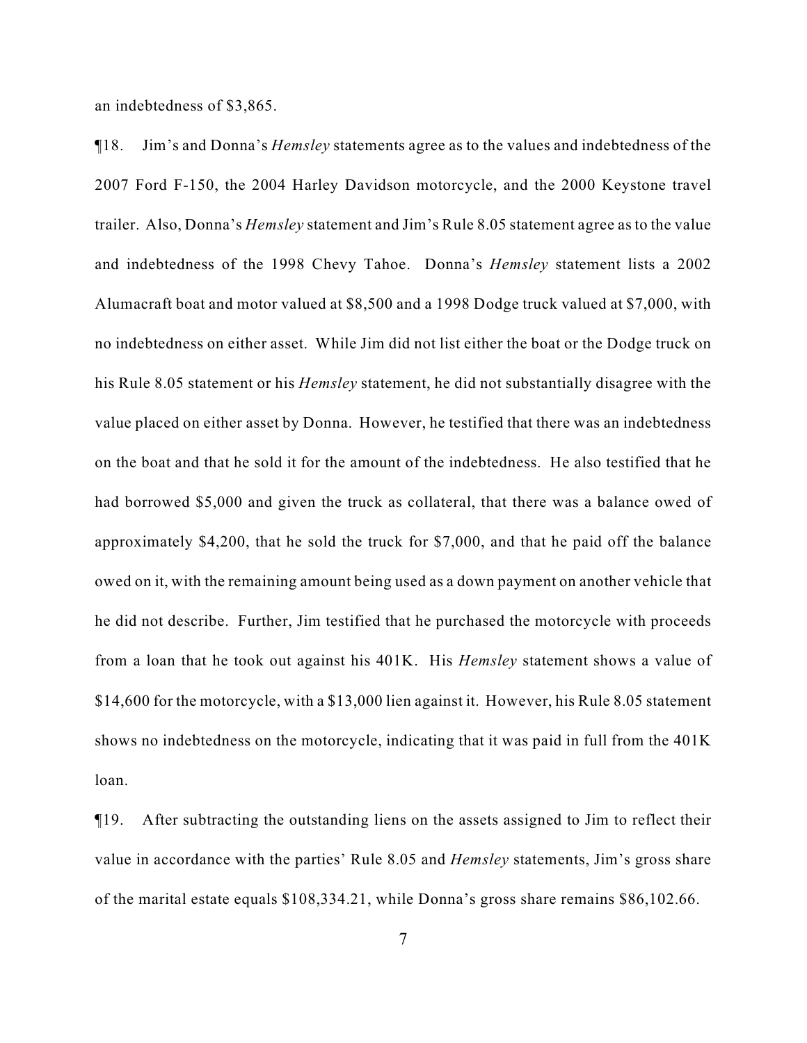an indebtedness of $3,865.

¶18. Jim's and Donna's *Hemsley* statements agree as to the values and indebtedness of the 2007 Ford F-150, the 2004 Harley Davidson motorcycle, and the 2000 Keystone travel trailer. Also, Donna's *Hemsley* statement and Jim's Rule 8.05 statement agree as to the value and indebtedness of the 1998 Chevy Tahoe. Donna's *Hemsley* statement lists a 2002 Alumacraft boat and motor valued at $8,500 and a 1998 Dodge truck valued at $7,000, with no indebtedness on either asset. While Jim did not list either the boat or the Dodge truck on his Rule 8.05 statement or his *Hemsley* statement, he did not substantially disagree with the value placed on either asset by Donna. However, he testified that there was an indebtedness on the boat and that he sold it for the amount of the indebtedness. He also testified that he had borrowed $5,000 and given the truck as collateral, that there was a balance owed of approximately $4,200, that he sold the truck for $7,000, and that he paid off the balance owed on it, with the remaining amount being used as a down payment on another vehicle that he did not describe. Further, Jim testified that he purchased the motorcycle with proceeds from a loan that he took out against his 401K. His *Hemsley* statement shows a value of $14,600 for the motorcycle, with a $13,000 lien against it. However, his Rule 8.05 statement shows no indebtedness on the motorcycle, indicating that it was paid in full from the 401K loan.

¶19. After subtracting the outstanding liens on the assets assigned to Jim to reflect their value in accordance with the parties' Rule 8.05 and *Hemsley* statements, Jim's gross share of the marital estate equals $108,334.21, while Donna's gross share remains $86,102.66.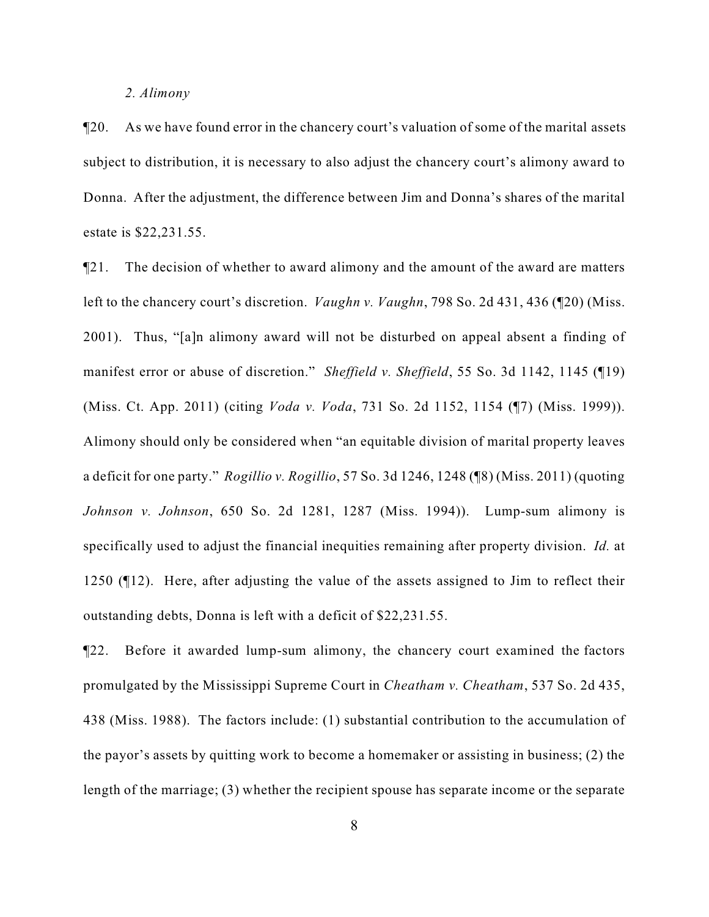*2. Alimony*

¶20. As we have found error in the chancery court's valuation of some of the marital assets subject to distribution, it is necessary to also adjust the chancery court's alimony award to Donna. After the adjustment, the difference between Jim and Donna's shares of the marital estate is $22,231.55.

¶21. The decision of whether to award alimony and the amount of the award are matters left to the chancery court's discretion. *Vaughn v. Vaughn*, 798 So. 2d 431, 436 (¶20) (Miss. 2001). Thus, "[a]n alimony award will not be disturbed on appeal absent a finding of manifest error or abuse of discretion." *Sheffield v. Sheffield*, 55 So. 3d 1142, 1145 (¶19) (Miss. Ct. App. 2011) (citing *Voda v. Voda*, 731 So. 2d 1152, 1154 (¶7) (Miss. 1999)). Alimony should only be considered when "an equitable division of marital property leaves a deficit for one party." *Rogillio v. Rogillio*, 57 So. 3d 1246, 1248 (¶8) (Miss. 2011) (quoting *Johnson v. Johnson*, 650 So. 2d 1281, 1287 (Miss. 1994)). Lump-sum alimony is specifically used to adjust the financial inequities remaining after property division. *Id.* at 1250 (¶12). Here, after adjusting the value of the assets assigned to Jim to reflect their outstanding debts, Donna is left with a deficit of $22,231.55.

¶22. Before it awarded lump-sum alimony, the chancery court examined the factors promulgated by the Mississippi Supreme Court in *Cheatham v. Cheatham*, 537 So. 2d 435, 438 (Miss. 1988). The factors include: (1) substantial contribution to the accumulation of the payor's assets by quitting work to become a homemaker or assisting in business; (2) the length of the marriage; (3) whether the recipient spouse has separate income or the separate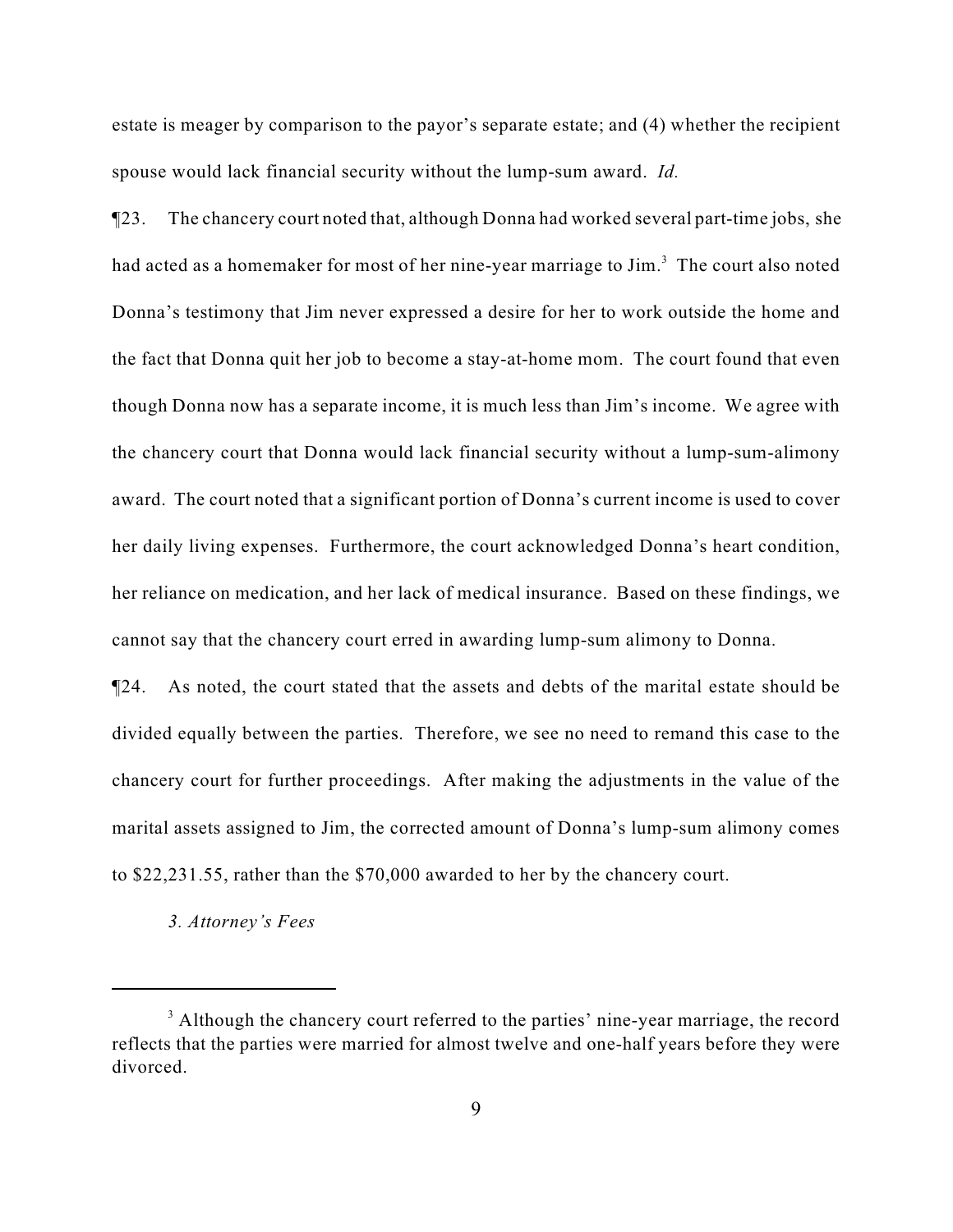estate is meager by comparison to the payor's separate estate; and (4) whether the recipient spouse would lack financial security without the lump-sum award. *Id.*

¶23. The chancery court noted that, although Donna had worked several part-time jobs, she had acted as a homemaker for most of her nine-year marriage to Jim.[3] The court also noted Donna's testimony that Jim never expressed a desire for her to work outside the home and the fact that Donna quit her job to become a stay-at-home mom. The court found that even though Donna now has a separate income, it is much less than Jim's income. We agree with the chancery court that Donna would lack financial security without a lump-sum-alimony award. The court noted that a significant portion of Donna's current income is used to cover her daily living expenses. Furthermore, the court acknowledged Donna's heart condition, her reliance on medication, and her lack of medical insurance. Based on these findings, we cannot say that the chancery court erred in awarding lump-sum alimony to Donna.

¶24. As noted, the court stated that the assets and debts of the marital estate should be divided equally between the parties. Therefore, we see no need to remand this case to the chancery court for further proceedings. After making the adjustments in the value of the marital assets assigned to Jim, the corrected amount of Donna's lump-sum alimony comes to $22,231.55, rather than the $70,000 awarded to her by the chancery court.

*3. Attorney's Fees*

---

[3] Although the chancery court referred to the parties' nine-year marriage, the record reflects that the parties were married for almost twelve and one-half years before they were divorced.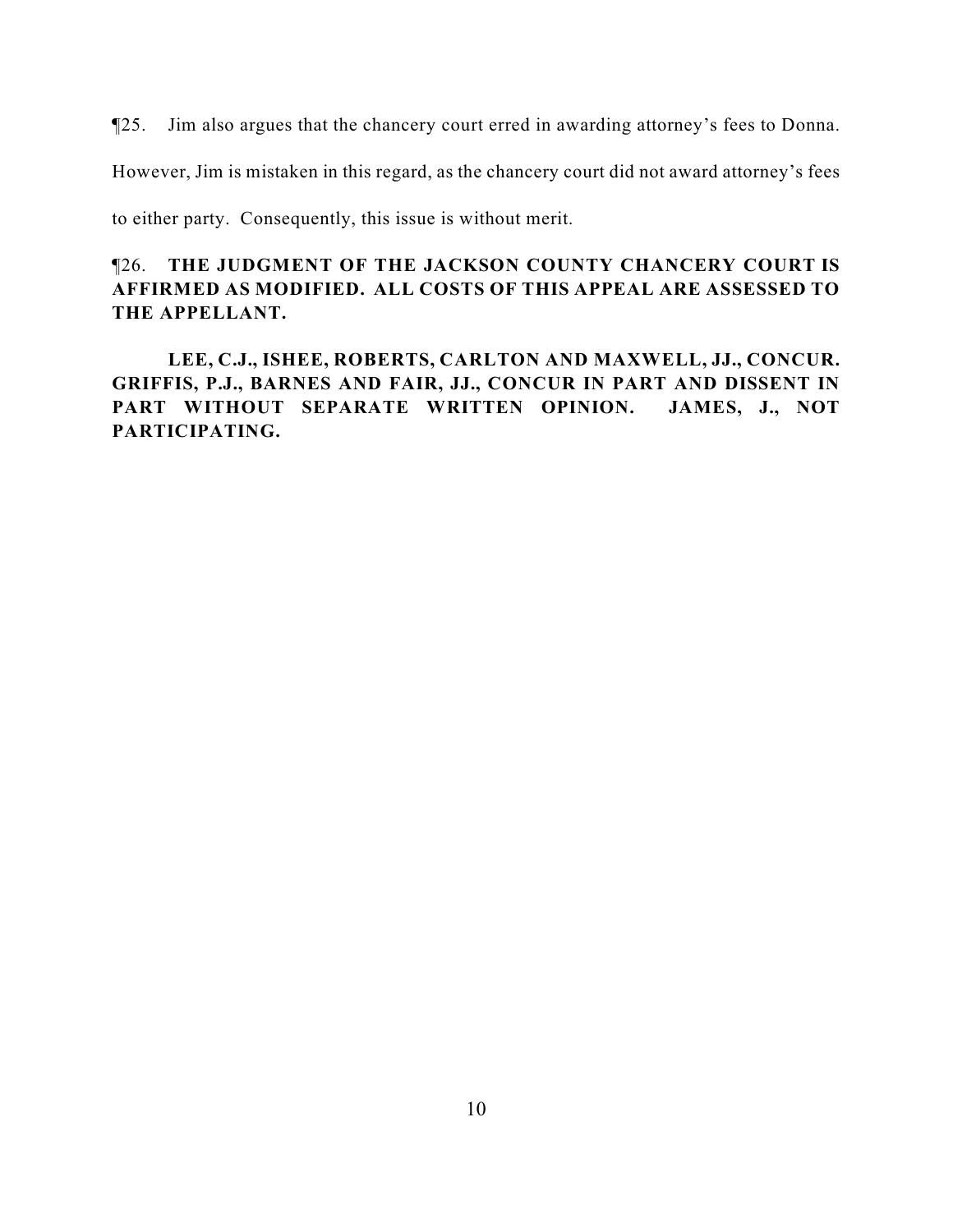¶25. Jim also argues that the chancery court erred in awarding attorney's fees to Donna. However, Jim is mistaken in this regard, as the chancery court did not award attorney's fees to either party. Consequently, this issue is without merit.

¶26. **THE JUDGMENT OF THE JACKSON COUNTY CHANCERY COURT IS AFFIRMED AS MODIFIED. ALL COSTS OF THIS APPEAL ARE ASSESSED TO THE APPELLANT.**

**LEE, C.J., ISHEE, ROBERTS, CARLTON AND MAXWELL, JJ., CONCUR. GRIFFIS, P.J., BARNES AND FAIR, JJ., CONCUR IN PART AND DISSENT IN PART WITHOUT SEPARATE WRITTEN OPINION. JAMES, J., NOT PARTICIPATING.**